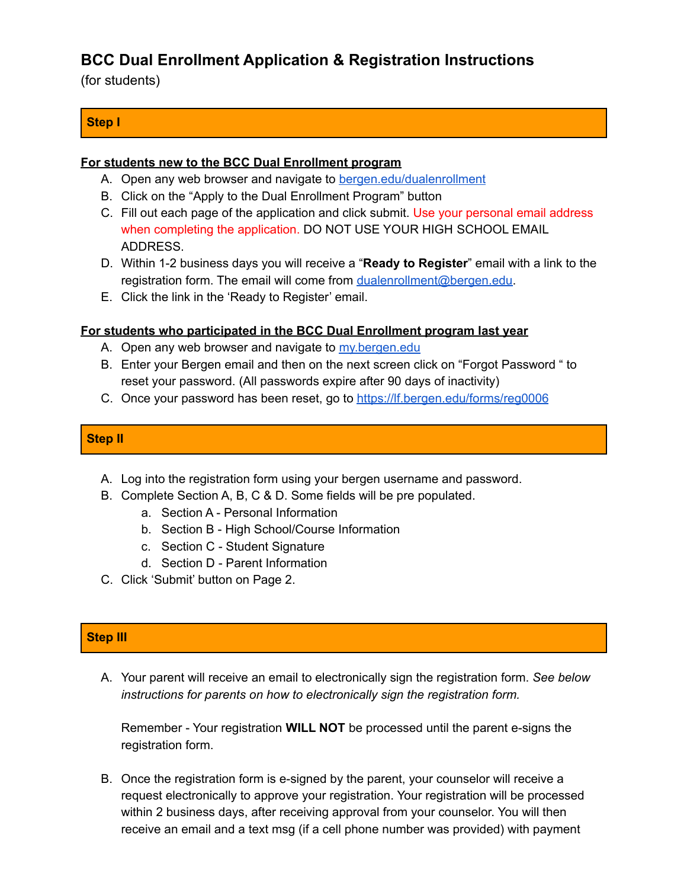# BCC Dual Enrollment Application & Registration Instructions

(for students)

## Step I

**For students new to the BCC Dual Enrollment program**

A. Open any web browser and navigate to [bergen.edu/dualenrollment](bergen.edu/dualenrollment)
B. Click on the "Apply to the Dual Enrollment Program" button
C. Fill out each page of the application and click submit. Use your personal email address when completing the application. DO NOT USE YOUR HIGH SCHOOL EMAIL ADDRESS.
D. Within 1-2 business days you will receive a "**Ready to Register**" email with a link to the registration form. The email will come from [dualenrollment@bergen.edu](mailto:dualenrollment@bergen.edu).
E. Click the link in the 'Ready to Register' email.

**For students who participated in the BCC Dual Enrollment program last year**

A. Open any web browser and navigate to [my.bergen.edu](my.bergen.edu)
B. Enter your Bergen email and then on the next screen click on "Forgot Password " to reset your password. (All passwords expire after 90 days of inactivity)
C. Once your password has been reset, go to [https://lf.bergen.edu/forms/reg0006](https://lf.bergen.edu/forms/reg0006)

## Step II

A. Log into the registration form using your bergen username and password.
B. Complete Section A, B, C & D. Some fields will be pre populated.
   a. Section A - Personal Information
   b. Section B - High School/Course Information
   c. Section C - Student Signature
   d. Section D - Parent Information
C. Click 'Submit' button on Page 2.

## Step III

A. Your parent will receive an email to electronically sign the registration form. *See below instructions for parents on how to electronically sign the registration form.*

   Remember - Your registration **WILL NOT** be processed until the parent e-signs the registration form.

B. Once the registration form is e-signed by the parent, your counselor will receive a request electronically to approve your registration. Your registration will be processed within 2 business days, after receiving approval from your counselor. You will then receive an email and a text msg (if a cell phone number was provided) with payment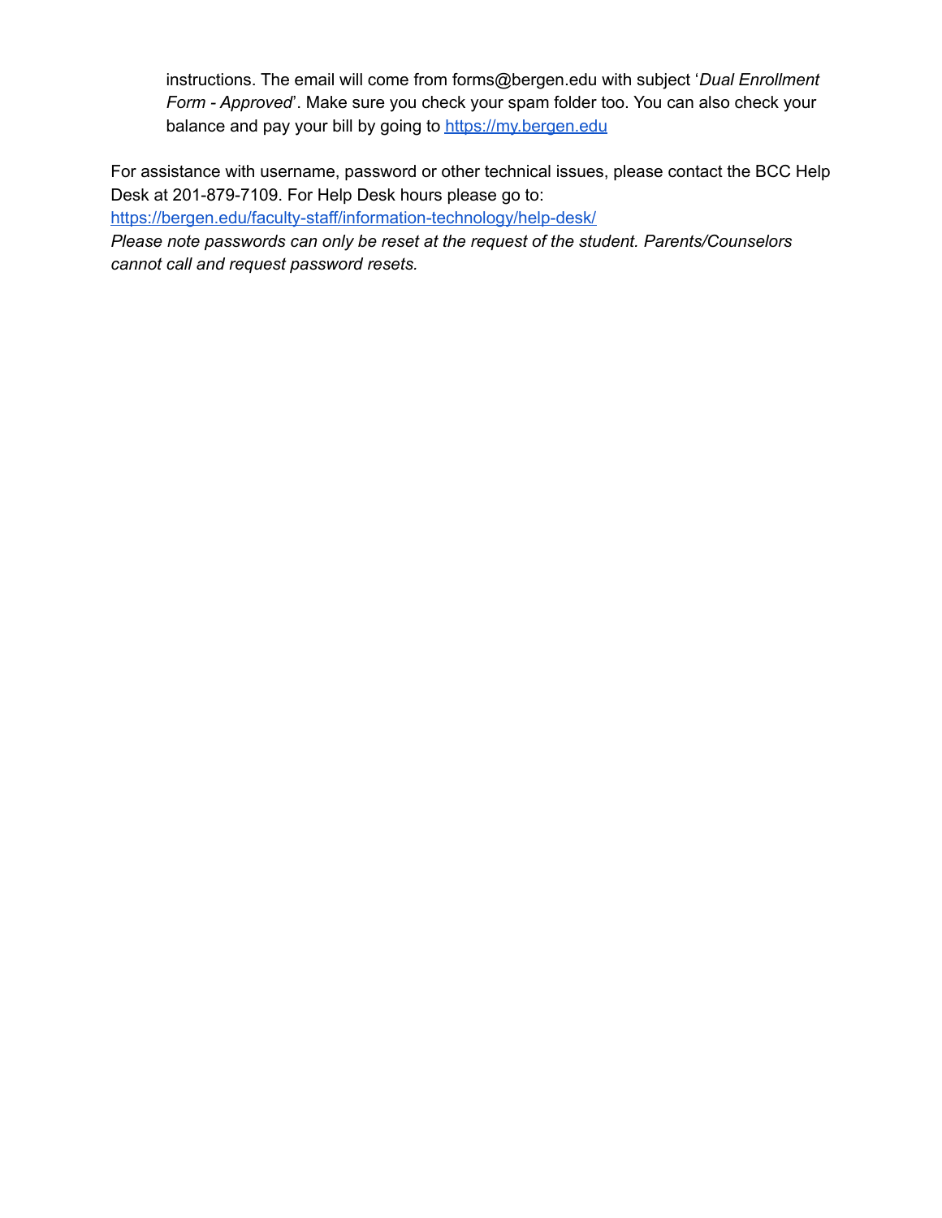instructions. The email will come from forms@bergen.edu with subject '*Dual Enrollment Form - Approved*'. Make sure you check your spam folder too. You can also check your balance and pay your bill by going to [https://my.bergen.edu](https://my.bergen.edu)

For assistance with username, password or other technical issues, please contact the BCC Help Desk at 201-879-7109. For Help Desk hours please go to:
[https://bergen.edu/faculty-staff/information-technology/help-desk/](https://bergen.edu/faculty-staff/information-technology/help-desk/)
*Please note passwords can only be reset at the request of the student. Parents/Counselors cannot call and request password resets.*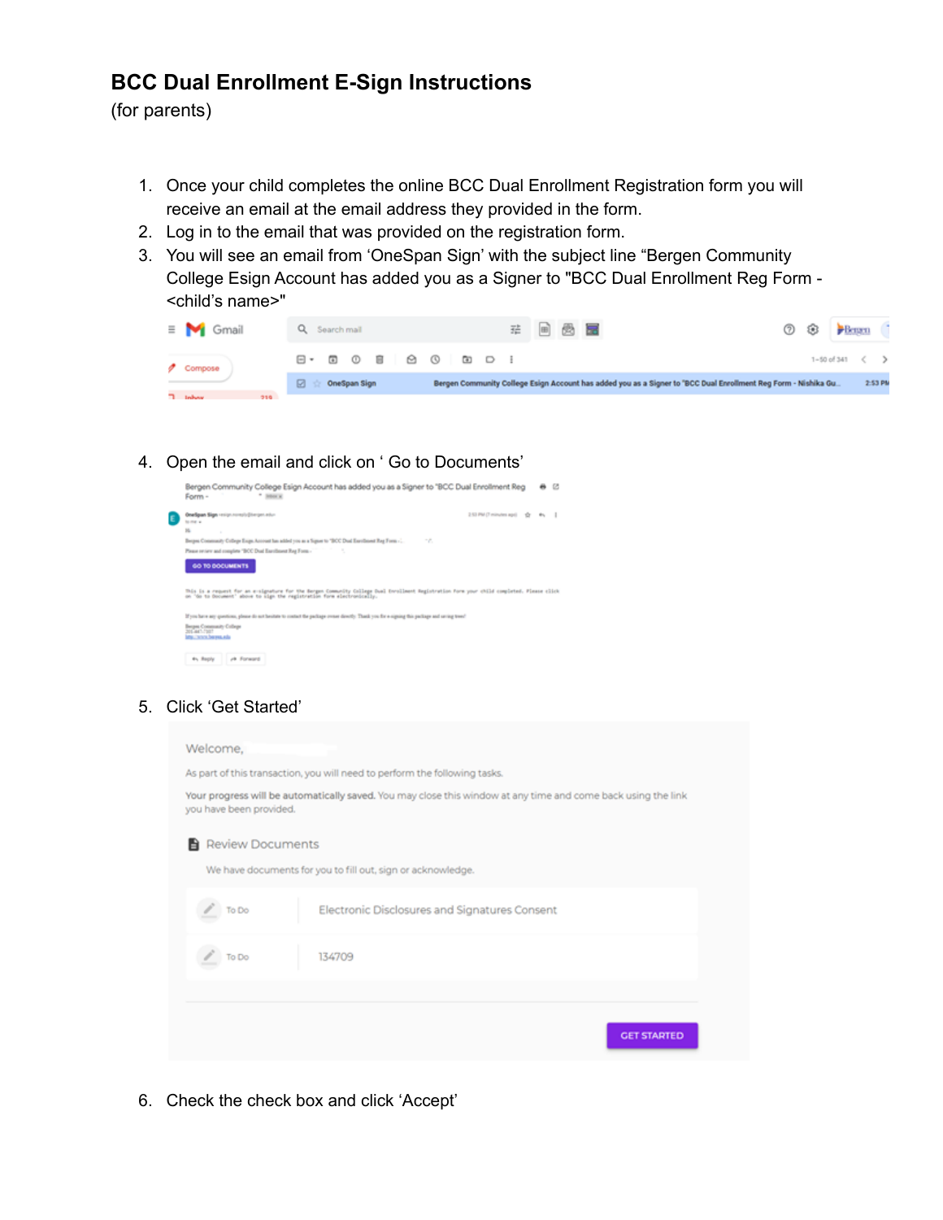# BCC Dual Enrollment E-Sign Instructions

(for parents)

1. Once your child completes the online BCC Dual Enrollment Registration form you will receive an email at the email address they provided in the form.
2. Log in to the email that was provided on the registration form.
3. You will see an email from 'OneSpan Sign' with the subject line "Bergen Community College Esign Account has added you as a Signer to "BCC Dual Enrollment Reg Form - <child's name>"
4. Open the email and click on ' Go to Documents'
5. Click 'Get Started'
6. Check the check box and click 'Accept'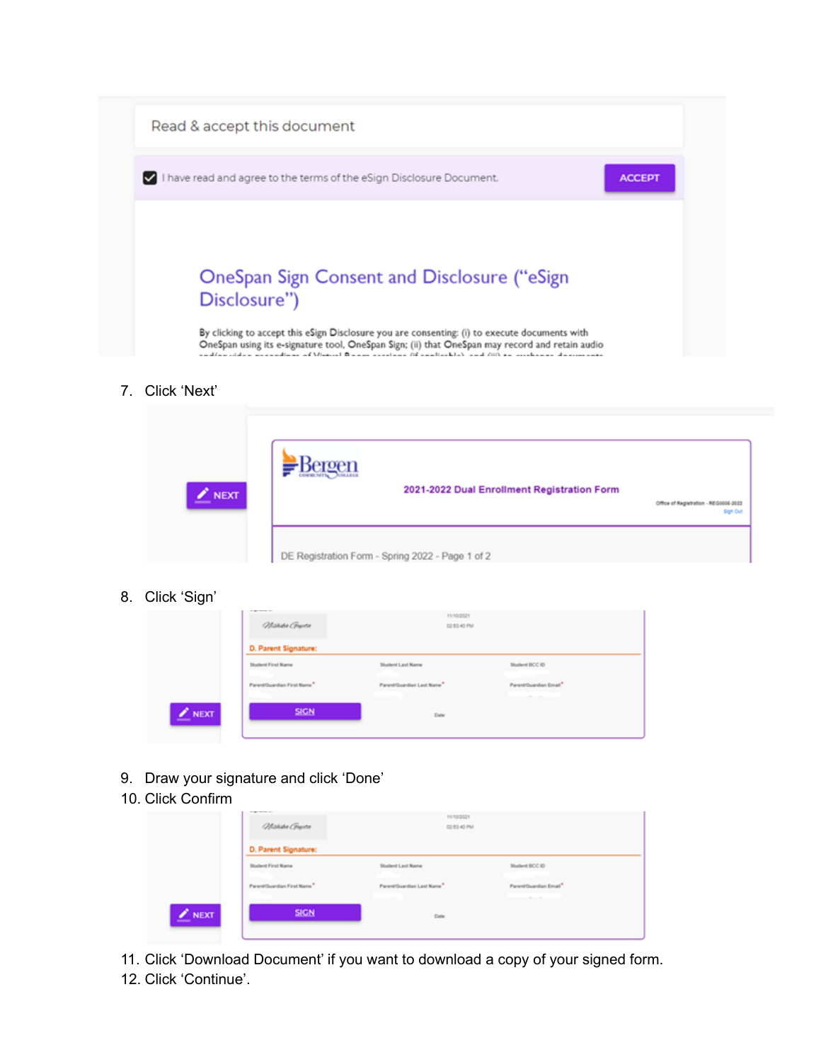7. Click 'Next'
8. Click 'Sign'
9. Draw your signature and click 'Done'
10. Click Confirm
11. Click 'Download Document' if you want to download a copy of your signed form.
12. Click 'Continue'.